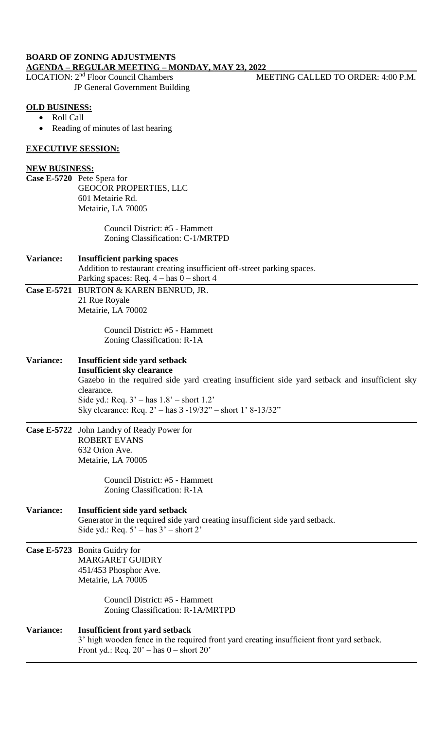**BOARD OF ZONING ADJUSTMENTS**

**AGENDA – REGULAR MEETING – MONDAY, MAY 23, 2022**

LOCATION: 2nd Floor Council Chambers
JP General Government Building

MEETING CALLED TO ORDER: 4:00 P.M.

**OLD BUSINESS:**

- Roll Call
- Reading of minutes of last hearing

**EXECUTIVE SESSION:**

**NEW BUSINESS:**

**Case E-5720** Pete Spera for
GEOCOR PROPERTIES, LLC
601 Metairie Rd.
Metairie, LA 70005

Council District: #5 - Hammett
Zoning Classification: C-1/MRTPD

**Variance:** **Insufficient parking spaces**
Addition to restaurant creating insufficient off-street parking spaces.
Parking spaces: Req. 4 – has 0 – short 4

---

**Case E-5721** BURTON & KAREN BENRUD, JR.
21 Rue Royale
Metairie, LA 70002

Council District: #5 - Hammett
Zoning Classification: R-1A

**Variance:** **Insufficient side yard setback**
**Insufficient sky clearance**
Gazebo in the required side yard creating insufficient side yard setback and insufficient sky clearance.
Side yd.: Req. 3' – has 1.8' – short 1.2'
Sky clearance: Req. 2' – has 3 -19/32" – short 1' 8-13/32"

---

**Case E-5722** John Landry of Ready Power for
ROBERT EVANS
632 Orion Ave.
Metairie, LA 70005

Council District: #5 - Hammett
Zoning Classification: R-1A

**Variance:** **Insufficient side yard setback**
Generator in the required side yard creating insufficient side yard setback.
Side yd.: Req. 5' – has 3' – short 2'

---

**Case E-5723** Bonita Guidry for
MARGARET GUIDRY
451/453 Phosphor Ave.
Metairie, LA 70005

Council District: #5 - Hammett
Zoning Classification: R-1A/MRTPD

**Variance:** **Insufficient front yard setback**
3' high wooden fence in the required front yard creating insufficient front yard setback.
Front yd.: Req. 20' – has 0 – short 20'

---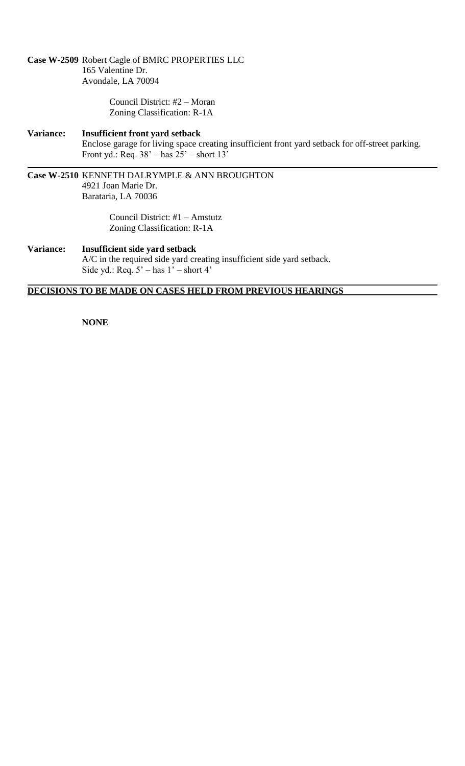**Case W-2509** Robert Cagle of BMRC PROPERTIES LLC
165 Valentine Dr.
Avondale, LA 70094

Council District: #2 – Moran
Zoning Classification: R-1A

**Variance:** **Insufficient front yard setback**
Enclose garage for living space creating insufficient front yard setback for off-street parking.
Front yd.: Req. 38' – has 25' – short 13'

---

**Case W-2510** KENNETH DALRYMPLE & ANN BROUGHTON
4921 Joan Marie Dr.
Barataria, LA 70036

Council District: #1 – Amstutz
Zoning Classification: R-1A

**Variance:** **Insufficient side yard setback**
A/C in the required side yard creating insufficient side yard setback.
Side yd.: Req. 5' – has 1' – short 4'

---

**DECISIONS TO BE MADE ON CASES HELD FROM PREVIOUS HEARINGS**

**NONE**